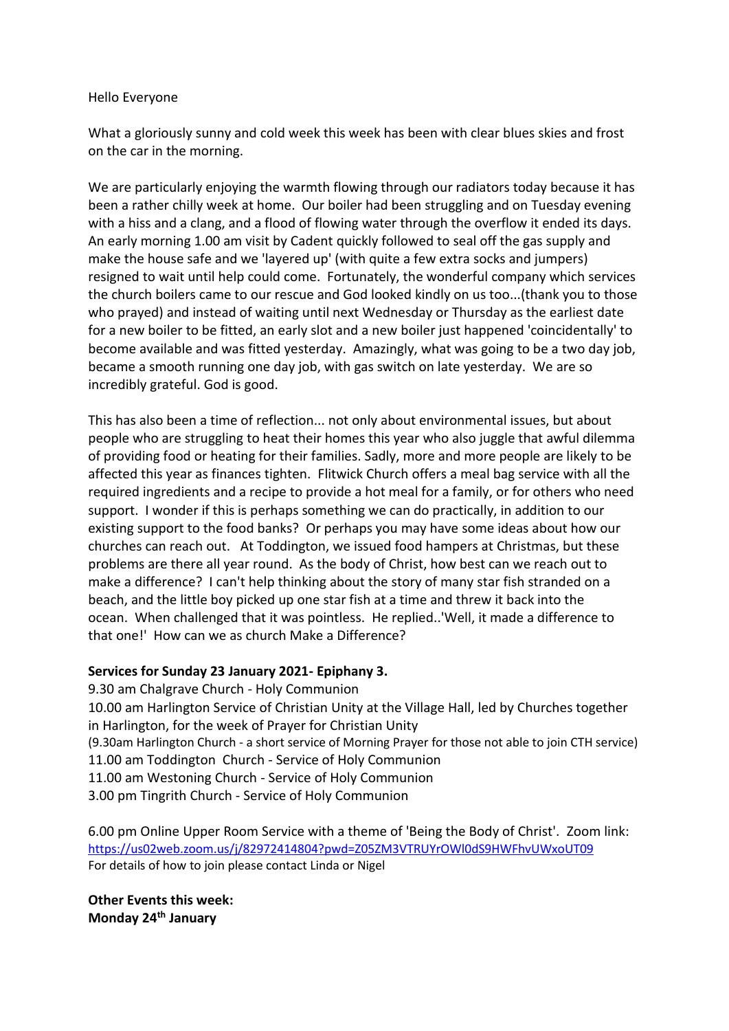Hello Everyone

What a gloriously sunny and cold week this week has been with clear blues skies and frost on the car in the morning.

We are particularly enjoying the warmth flowing through our radiators today because it has been a rather chilly week at home. Our boiler had been struggling and on Tuesday evening with a hiss and a clang, and a flood of flowing water through the overflow it ended its days. An early morning 1.00 am visit by Cadent quickly followed to seal off the gas supply and make the house safe and we 'layered up' (with quite a few extra socks and jumpers) resigned to wait until help could come. Fortunately, the wonderful company which services the church boilers came to our rescue and God looked kindly on us too...(thank you to those who prayed) and instead of waiting until next Wednesday or Thursday as the earliest date for a new boiler to be fitted, an early slot and a new boiler just happened 'coincidentally' to become available and was fitted yesterday. Amazingly, what was going to be a two day job, became a smooth running one day job, with gas switch on late yesterday. We are so incredibly grateful. God is good.

This has also been a time of reflection... not only about environmental issues, but about people who are struggling to heat their homes this year who also juggle that awful dilemma of providing food or heating for their families. Sadly, more and more people are likely to be affected this year as finances tighten. Flitwick Church offers a meal bag service with all the required ingredients and a recipe to provide a hot meal for a family, or for others who need support. I wonder if this is perhaps something we can do practically, in addition to our existing support to the food banks? Or perhaps you may have some ideas about how our churches can reach out. At Toddington, we issued food hampers at Christmas, but these problems are there all year round. As the body of Christ, how best can we reach out to make a difference? I can't help thinking about the story of many star fish stranded on a beach, and the little boy picked up one star fish at a time and threw it back into the ocean. When challenged that it was pointless. He replied..'Well, it made a difference to that one!' How can we as church Make a Difference?

**Services for Sunday 23 January 2021- Epiphany 3.**

9.30 am Chalgrave Church - Holy Communion
10.00 am Harlington Service of Christian Unity at the Village Hall, led by Churches together in Harlington, for the week of Prayer for Christian Unity
(9.30am Harlington Church - a short service of Morning Prayer for those not able to join CTH service)
11.00 am Toddington Church - Service of Holy Communion
11.00 am Westoning Church - Service of Holy Communion
3.00 pm Tingrith Church - Service of Holy Communion

6.00 pm Online Upper Room Service with a theme of 'Being the Body of Christ'. Zoom link: https://us02web.zoom.us/j/82972414804?pwd=Z05ZM3VTRUYrOWl0dS9HWFhvUWxoUT09
For details of how to join please contact Linda or Nigel

**Other Events this week:**
**Monday 24th January**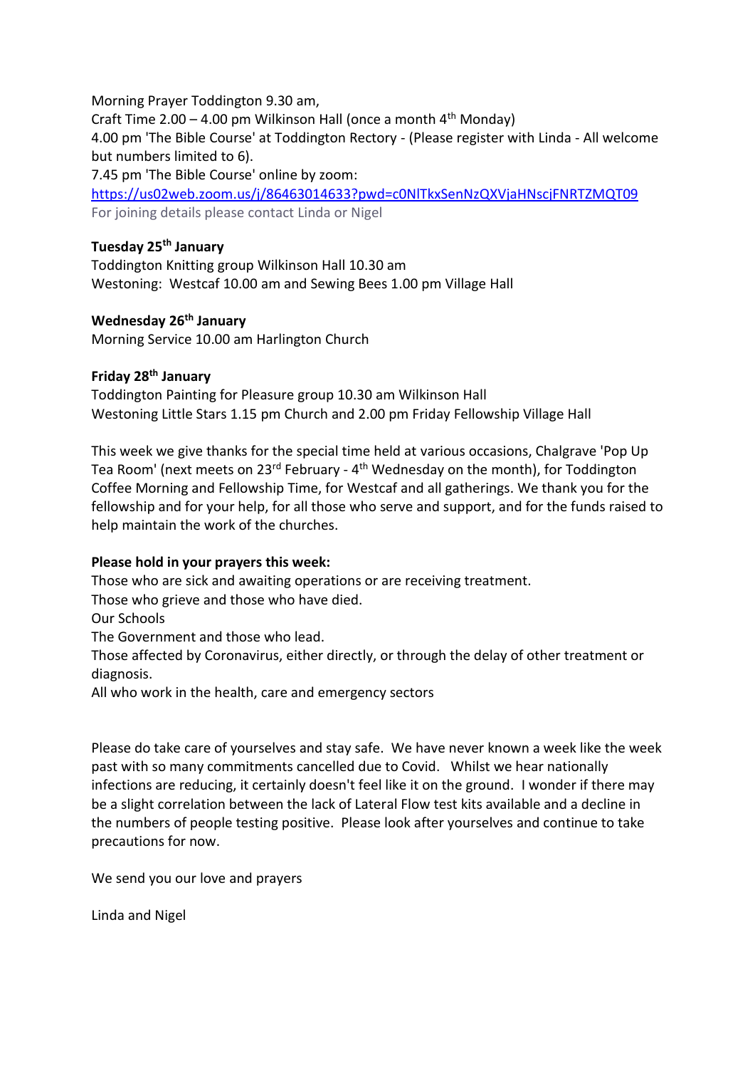Morning Prayer Toddington 9.30 am,
Craft Time 2.00 – 4.00 pm Wilkinson Hall (once a month 4th Monday)
4.00 pm 'The Bible Course' at Toddington Rectory - (Please register with Linda - All welcome but numbers limited to 6).
7.45 pm 'The Bible Course' online by zoom:
https://us02web.zoom.us/j/86463014633?pwd=c0NlTkxSenNzQXVjaHNscjFNRTZMQT09
For joining details please contact Linda or Nigel

**Tuesday 25th January**
Toddington Knitting group Wilkinson Hall 10.30 am
Westoning: Westcaf 10.00 am and Sewing Bees 1.00 pm Village Hall

**Wednesday 26th January**
Morning Service 10.00 am Harlington Church

**Friday 28th January**
Toddington Painting for Pleasure group 10.30 am Wilkinson Hall
Westoning Little Stars 1.15 pm Church and 2.00 pm Friday Fellowship Village Hall

This week we give thanks for the special time held at various occasions, Chalgrave 'Pop Up Tea Room' (next meets on 23rd February - 4th Wednesday on the month), for Toddington Coffee Morning and Fellowship Time, for Westcaf and all gatherings. We thank you for the fellowship and for your help, for all those who serve and support, and for the funds raised to help maintain the work of the churches.

**Please hold in your prayers this week:**
Those who are sick and awaiting operations or are receiving treatment.
Those who grieve and those who have died.
Our Schools
The Government and those who lead.
Those affected by Coronavirus, either directly, or through the delay of other treatment or diagnosis.
All who work in the health, care and emergency sectors

Please do take care of yourselves and stay safe. We have never known a week like the week past with so many commitments cancelled due to Covid. Whilst we hear nationally infections are reducing, it certainly doesn't feel like it on the ground. I wonder if there may be a slight correlation between the lack of Lateral Flow test kits available and a decline in the numbers of people testing positive. Please look after yourselves and continue to take precautions for now.

We send you our love and prayers

Linda and Nigel